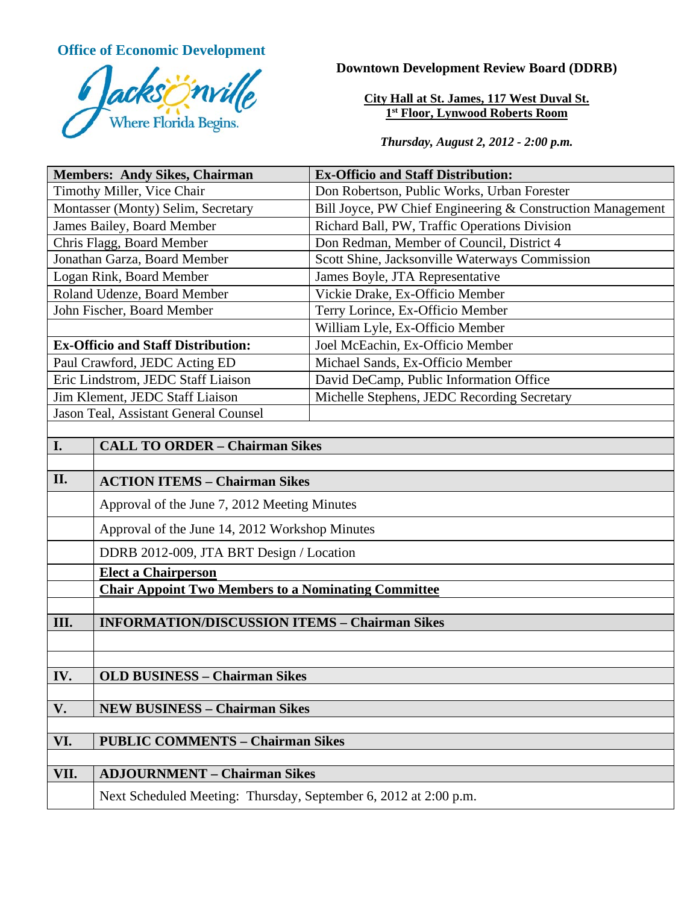**Office of Economic Development**

Jacksonville
Where Florida Begins.

**Downtown Development Review Board (DDRB)**

**City Hall at St. James, 117 West Duval St.**
**1st Floor, Lynwood Roberts Room**

***Thursday, August 2, 2012 - 2:00 p.m.***

| **Members: Andy Sikes, Chairman** | **Ex-Officio and Staff Distribution:** |
|---|---|
| Timothy Miller, Vice Chair | Don Robertson, Public Works, Urban Forester |
| Montasser (Monty) Selim, Secretary | Bill Joyce, PW Chief Engineering & Construction Management |
| James Bailey, Board Member | Richard Ball, PW, Traffic Operations Division |
| Chris Flagg, Board Member | Don Redman, Member of Council, District 4 |
| Jonathan Garza, Board Member | Scott Shine, Jacksonville Waterways Commission |
| Logan Rink, Board Member | James Boyle, JTA Representative |
| Roland Udenze, Board Member | Vickie Drake, Ex-Officio Member |
| John Fischer, Board Member | Terry Lorince, Ex-Officio Member |
| | William Lyle, Ex-Officio Member |
| **Ex-Officio and Staff Distribution:** | Joel McEachin, Ex-Officio Member |
| Paul Crawford, JEDC Acting ED | Michael Sands, Ex-Officio Member |
| Eric Lindstrom, JEDC Staff Liaison | David DeCamp, Public Information Office |
| Jim Klement, JEDC Staff Liaison | Michelle Stephens, JEDC Recording Secretary |
| Jason Teal, Assistant General Counsel | |

| | |
|---|---|
| **I.** | **CALL TO ORDER – Chairman Sikes** |
| | |
| **II.** | **ACTION ITEMS – Chairman Sikes** |
| | Approval of the June 7, 2012 Meeting Minutes |
| | Approval of the June 14, 2012 Workshop Minutes |
| | DDRB 2012-009, JTA BRT Design / Location |
| | **Elect a Chairperson** |
| | **Chair Appoint Two Members to a Nominating Committee** |
| | |
| **III.** | **INFORMATION/DISCUSSION ITEMS – Chairman Sikes** |
| | |
| | |
| **IV.** | **OLD BUSINESS – Chairman Sikes** |
| | |
| **V.** | **NEW BUSINESS – Chairman Sikes** |
| | |
| **VI.** | **PUBLIC COMMENTS – Chairman Sikes** |
| | |
| **VII.** | **ADJOURNMENT – Chairman Sikes** |
| | Next Scheduled Meeting: Thursday, September 6, 2012 at 2:00 p.m. |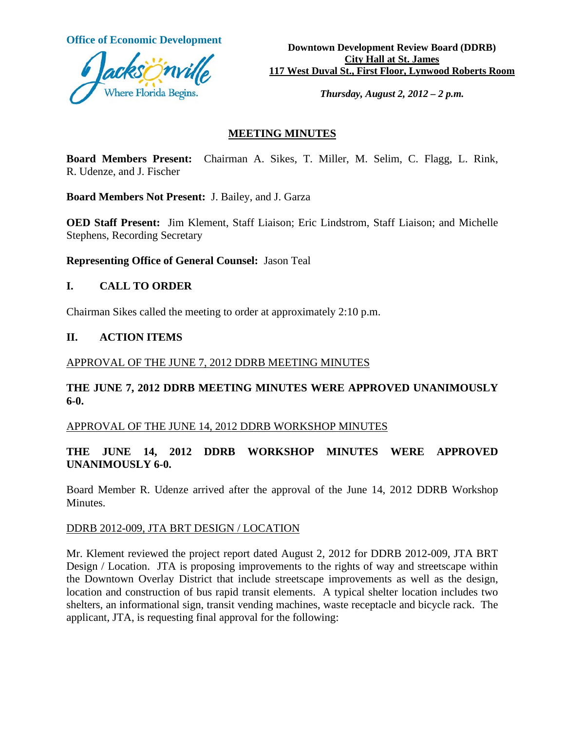**Office of Economic Development**

Jacksonville — Where Florida Begins.

**Downtown Development Review Board (DDRB)**
**City Hall at St. James**
**117 West Duval St., First Floor, Lynwood Roberts Room**

***Thursday, August 2, 2012 – 2 p.m.***

## MEETING MINUTES

**Board Members Present:** Chairman A. Sikes, T. Miller, M. Selim, C. Flagg, L. Rink, R. Udenze, and J. Fischer

**Board Members Not Present:** J. Bailey, and J. Garza

**OED Staff Present:** Jim Klement, Staff Liaison; Eric Lindstrom, Staff Liaison; and Michelle Stephens, Recording Secretary

**Representing Office of General Counsel:** Jason Teal

## I. CALL TO ORDER

Chairman Sikes called the meeting to order at approximately 2:10 p.m.

## II. ACTION ITEMS

APPROVAL OF THE JUNE 7, 2012 DDRB MEETING MINUTES

**THE JUNE 7, 2012 DDRB MEETING MINUTES WERE APPROVED UNANIMOUSLY 6-0.**

APPROVAL OF THE JUNE 14, 2012 DDRB WORKSHOP MINUTES

**THE JUNE 14, 2012 DDRB WORKSHOP MINUTES WERE APPROVED UNANIMOUSLY 6-0.**

Board Member R. Udenze arrived after the approval of the June 14, 2012 DDRB Workshop Minutes.

DDRB 2012-009, JTA BRT DESIGN / LOCATION

Mr. Klement reviewed the project report dated August 2, 2012 for DDRB 2012-009, JTA BRT Design / Location. JTA is proposing improvements to the rights of way and streetscape within the Downtown Overlay District that include streetscape improvements as well as the design, location and construction of bus rapid transit elements. A typical shelter location includes two shelters, an informational sign, transit vending machines, waste receptacle and bicycle rack. The applicant, JTA, is requesting final approval for the following: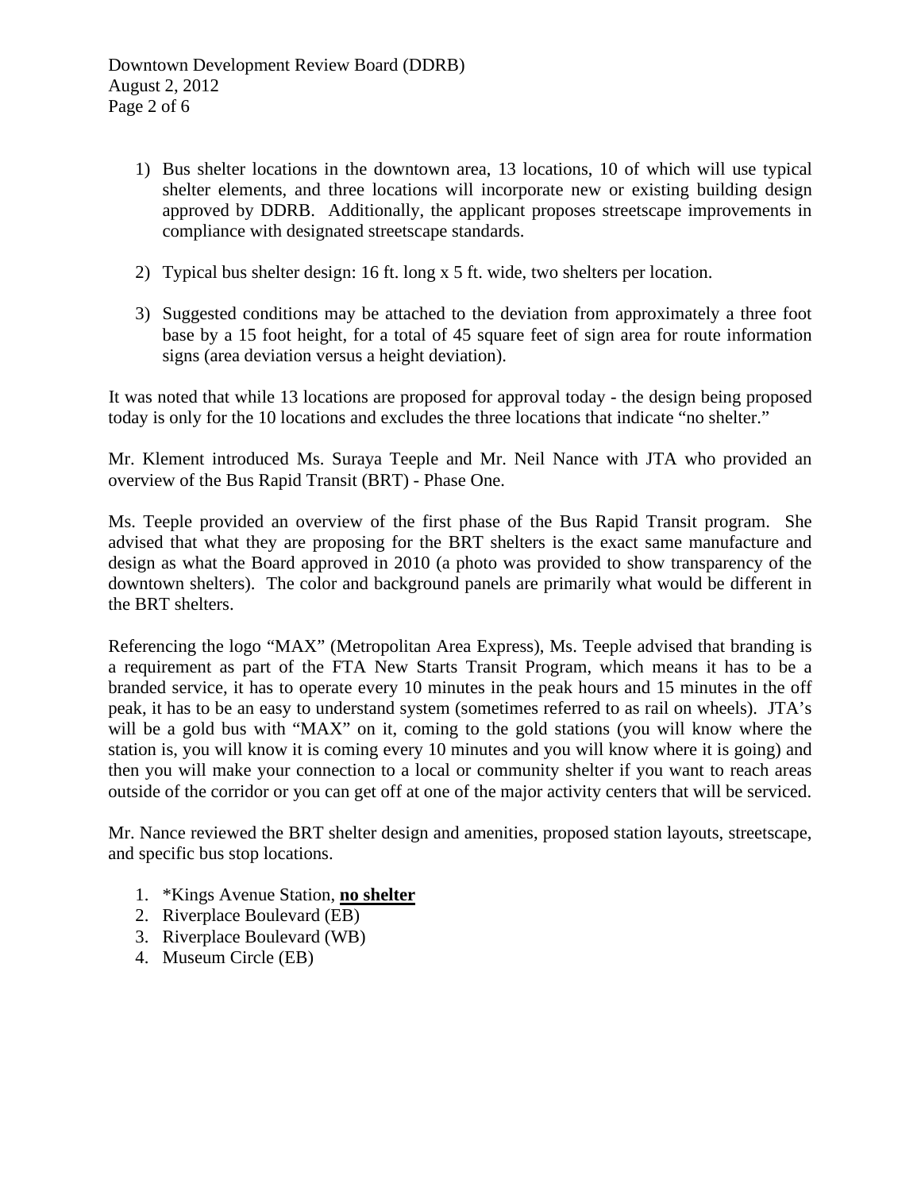1) Bus shelter locations in the downtown area, 13 locations, 10 of which will use typical shelter elements, and three locations will incorporate new or existing building design approved by DDRB. Additionally, the applicant proposes streetscape improvements in compliance with designated streetscape standards.

2) Typical bus shelter design: 16 ft. long x 5 ft. wide, two shelters per location.

3) Suggested conditions may be attached to the deviation from approximately a three foot base by a 15 foot height, for a total of 45 square feet of sign area for route information signs (area deviation versus a height deviation).

It was noted that while 13 locations are proposed for approval today - the design being proposed today is only for the 10 locations and excludes the three locations that indicate "no shelter."

Mr. Klement introduced Ms. Suraya Teeple and Mr. Neil Nance with JTA who provided an overview of the Bus Rapid Transit (BRT) - Phase One.

Ms. Teeple provided an overview of the first phase of the Bus Rapid Transit program. She advised that what they are proposing for the BRT shelters is the exact same manufacture and design as what the Board approved in 2010 (a photo was provided to show transparency of the downtown shelters). The color and background panels are primarily what would be different in the BRT shelters.

Referencing the logo "MAX" (Metropolitan Area Express), Ms. Teeple advised that branding is a requirement as part of the FTA New Starts Transit Program, which means it has to be a branded service, it has to operate every 10 minutes in the peak hours and 15 minutes in the off peak, it has to be an easy to understand system (sometimes referred to as rail on wheels). JTA's will be a gold bus with "MAX" on it, coming to the gold stations (you will know where the station is, you will know it is coming every 10 minutes and you will know where it is going) and then you will make your connection to a local or community shelter if you want to reach areas outside of the corridor or you can get off at one of the major activity centers that will be serviced.

Mr. Nance reviewed the BRT shelter design and amenities, proposed station layouts, streetscape, and specific bus stop locations.

1. *Kings Avenue Station, **no shelter**
2. Riverplace Boulevard (EB)
3. Riverplace Boulevard (WB)
4. Museum Circle (EB)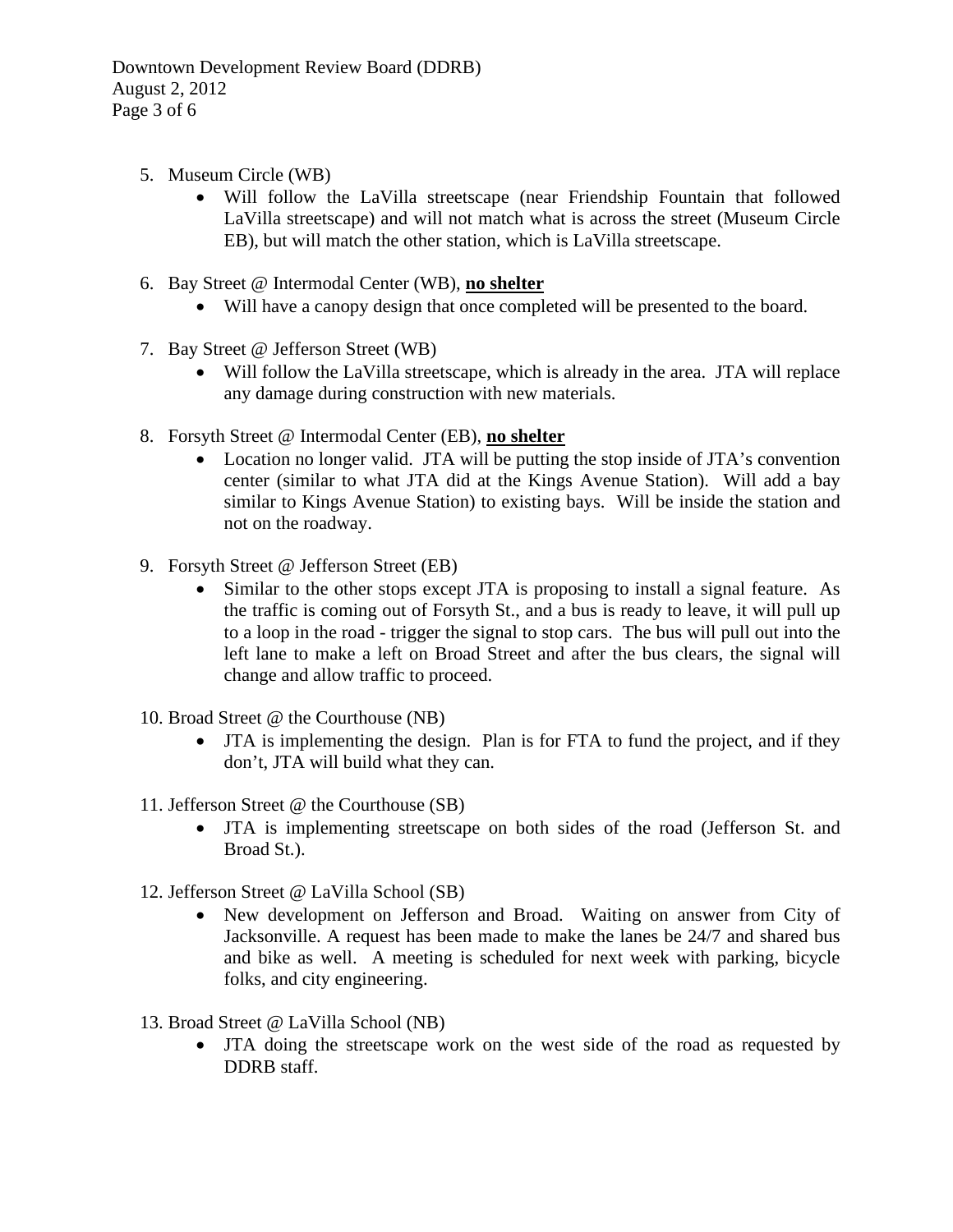5. Museum Circle (WB)
    - Will follow the LaVilla streetscape (near Friendship Fountain that followed LaVilla streetscape) and will not match what is across the street (Museum Circle EB), but will match the other station, which is LaVilla streetscape.

6. Bay Street @ Intermodal Center (WB), **<u>no shelter</u>**
    - Will have a canopy design that once completed will be presented to the board.

7. Bay Street @ Jefferson Street (WB)
    - Will follow the LaVilla streetscape, which is already in the area. JTA will replace any damage during construction with new materials.

8. Forsyth Street @ Intermodal Center (EB), **<u>no shelter</u>**
    - Location no longer valid. JTA will be putting the stop inside of JTA's convention center (similar to what JTA did at the Kings Avenue Station). Will add a bay similar to Kings Avenue Station) to existing bays. Will be inside the station and not on the roadway.

9. Forsyth Street @ Jefferson Street (EB)
    - Similar to the other stops except JTA is proposing to install a signal feature. As the traffic is coming out of Forsyth St., and a bus is ready to leave, it will pull up to a loop in the road - trigger the signal to stop cars. The bus will pull out into the left lane to make a left on Broad Street and after the bus clears, the signal will change and allow traffic to proceed.

10. Broad Street @ the Courthouse (NB)
    - JTA is implementing the design. Plan is for FTA to fund the project, and if they don't, JTA will build what they can.

11. Jefferson Street @ the Courthouse (SB)
    - JTA is implementing streetscape on both sides of the road (Jefferson St. and Broad St.).

12. Jefferson Street @ LaVilla School (SB)
    - New development on Jefferson and Broad. Waiting on answer from City of Jacksonville. A request has been made to make the lanes be 24/7 and shared bus and bike as well. A meeting is scheduled for next week with parking, bicycle folks, and city engineering.

13. Broad Street @ LaVilla School (NB)
    - JTA doing the streetscape work on the west side of the road as requested by DDRB staff.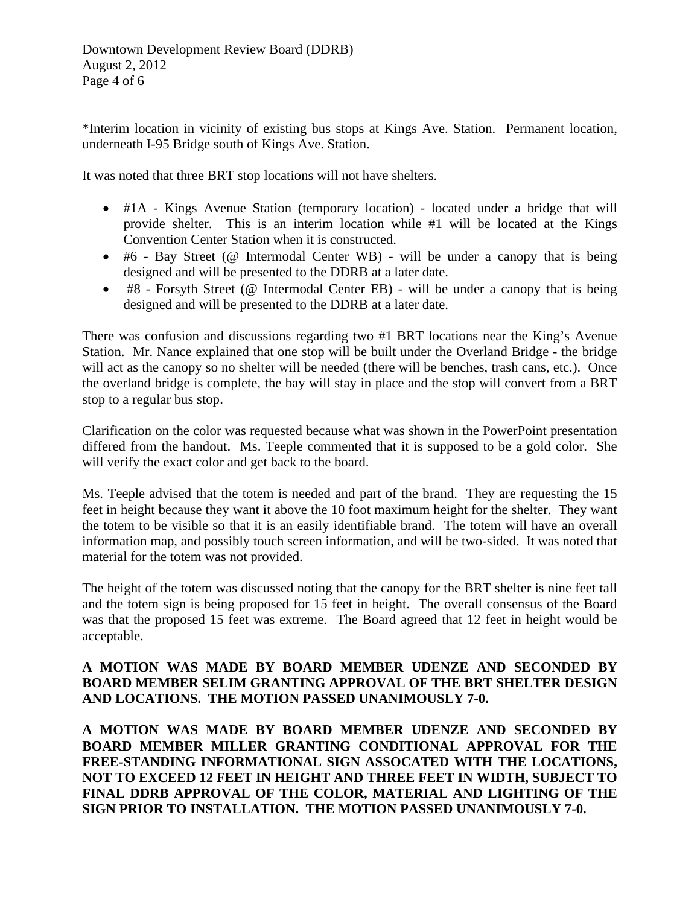*Interim location in vicinity of existing bus stops at Kings Ave. Station. Permanent location, underneath I-95 Bridge south of Kings Ave. Station.

It was noted that three BRT stop locations will not have shelters.

- #1A - Kings Avenue Station (temporary location) - located under a bridge that will provide shelter. This is an interim location while #1 will be located at the Kings Convention Center Station when it is constructed.
- #6 - Bay Street (@ Intermodal Center WB) - will be under a canopy that is being designed and will be presented to the DDRB at a later date.
- #8 - Forsyth Street (@ Intermodal Center EB) - will be under a canopy that is being designed and will be presented to the DDRB at a later date.

There was confusion and discussions regarding two #1 BRT locations near the King's Avenue Station. Mr. Nance explained that one stop will be built under the Overland Bridge - the bridge will act as the canopy so no shelter will be needed (there will be benches, trash cans, etc.). Once the overland bridge is complete, the bay will stay in place and the stop will convert from a BRT stop to a regular bus stop.

Clarification on the color was requested because what was shown in the PowerPoint presentation differed from the handout. Ms. Teeple commented that it is supposed to be a gold color. She will verify the exact color and get back to the board.

Ms. Teeple advised that the totem is needed and part of the brand. They are requesting the 15 feet in height because they want it above the 10 foot maximum height for the shelter. They want the totem to be visible so that it is an easily identifiable brand. The totem will have an overall information map, and possibly touch screen information, and will be two-sided. It was noted that material for the totem was not provided.

The height of the totem was discussed noting that the canopy for the BRT shelter is nine feet tall and the totem sign is being proposed for 15 feet in height. The overall consensus of the Board was that the proposed 15 feet was extreme. The Board agreed that 12 feet in height would be acceptable.

**A MOTION WAS MADE BY BOARD MEMBER UDENZE AND SECONDED BY BOARD MEMBER SELIM GRANTING APPROVAL OF THE BRT SHELTER DESIGN AND LOCATIONS. THE MOTION PASSED UNANIMOUSLY 7-0.**

**A MOTION WAS MADE BY BOARD MEMBER UDENZE AND SECONDED BY BOARD MEMBER MILLER GRANTING CONDITIONAL APPROVAL FOR THE FREE-STANDING INFORMATIONAL SIGN ASSOCATED WITH THE LOCATIONS, NOT TO EXCEED 12 FEET IN HEIGHT AND THREE FEET IN WIDTH, SUBJECT TO FINAL DDRB APPROVAL OF THE COLOR, MATERIAL AND LIGHTING OF THE SIGN PRIOR TO INSTALLATION. THE MOTION PASSED UNANIMOUSLY 7-0.**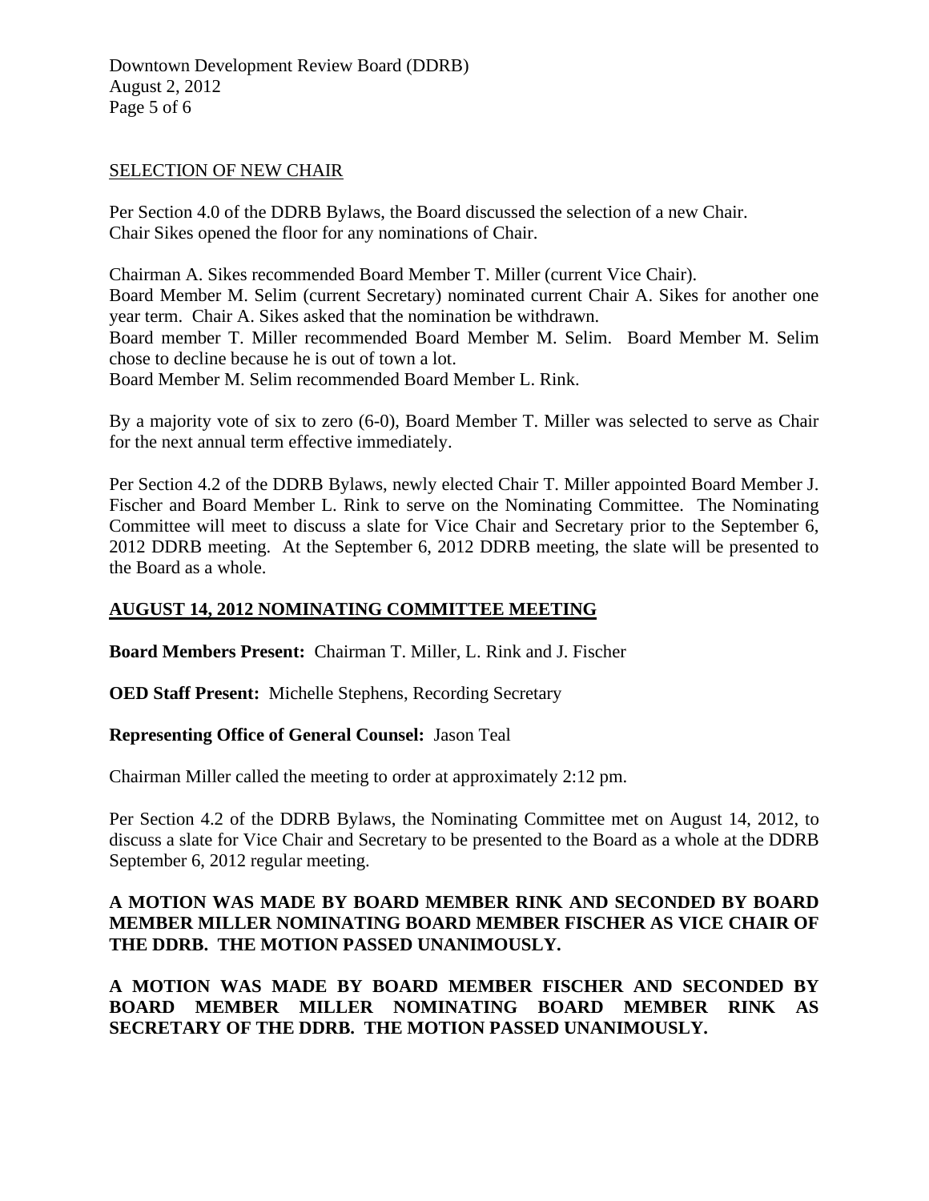SELECTION OF NEW CHAIR

Per Section 4.0 of the DDRB Bylaws, the Board discussed the selection of a new Chair. Chair Sikes opened the floor for any nominations of Chair.

Chairman A. Sikes recommended Board Member T. Miller (current Vice Chair).
Board Member M. Selim (current Secretary) nominated current Chair A. Sikes for another one year term. Chair A. Sikes asked that the nomination be withdrawn.
Board member T. Miller recommended Board Member M. Selim. Board Member M. Selim chose to decline because he is out of town a lot.
Board Member M. Selim recommended Board Member L. Rink.

By a majority vote of six to zero (6-0), Board Member T. Miller was selected to serve as Chair for the next annual term effective immediately.

Per Section 4.2 of the DDRB Bylaws, newly elected Chair T. Miller appointed Board Member J. Fischer and Board Member L. Rink to serve on the Nominating Committee. The Nominating Committee will meet to discuss a slate for Vice Chair and Secretary prior to the September 6, 2012 DDRB meeting. At the September 6, 2012 DDRB meeting, the slate will be presented to the Board as a whole.

**AUGUST 14, 2012 NOMINATING COMMITTEE MEETING**

**Board Members Present:** Chairman T. Miller, L. Rink and J. Fischer

**OED Staff Present:** Michelle Stephens, Recording Secretary

**Representing Office of General Counsel:** Jason Teal

Chairman Miller called the meeting to order at approximately 2:12 pm.

Per Section 4.2 of the DDRB Bylaws, the Nominating Committee met on August 14, 2012, to discuss a slate for Vice Chair and Secretary to be presented to the Board as a whole at the DDRB September 6, 2012 regular meeting.

**A MOTION WAS MADE BY BOARD MEMBER RINK AND SECONDED BY BOARD MEMBER MILLER NOMINATING BOARD MEMBER FISCHER AS VICE CHAIR OF THE DDRB. THE MOTION PASSED UNANIMOUSLY.**

**A MOTION WAS MADE BY BOARD MEMBER FISCHER AND SECONDED BY BOARD MEMBER MILLER NOMINATING BOARD MEMBER RINK AS SECRETARY OF THE DDRB. THE MOTION PASSED UNANIMOUSLY.**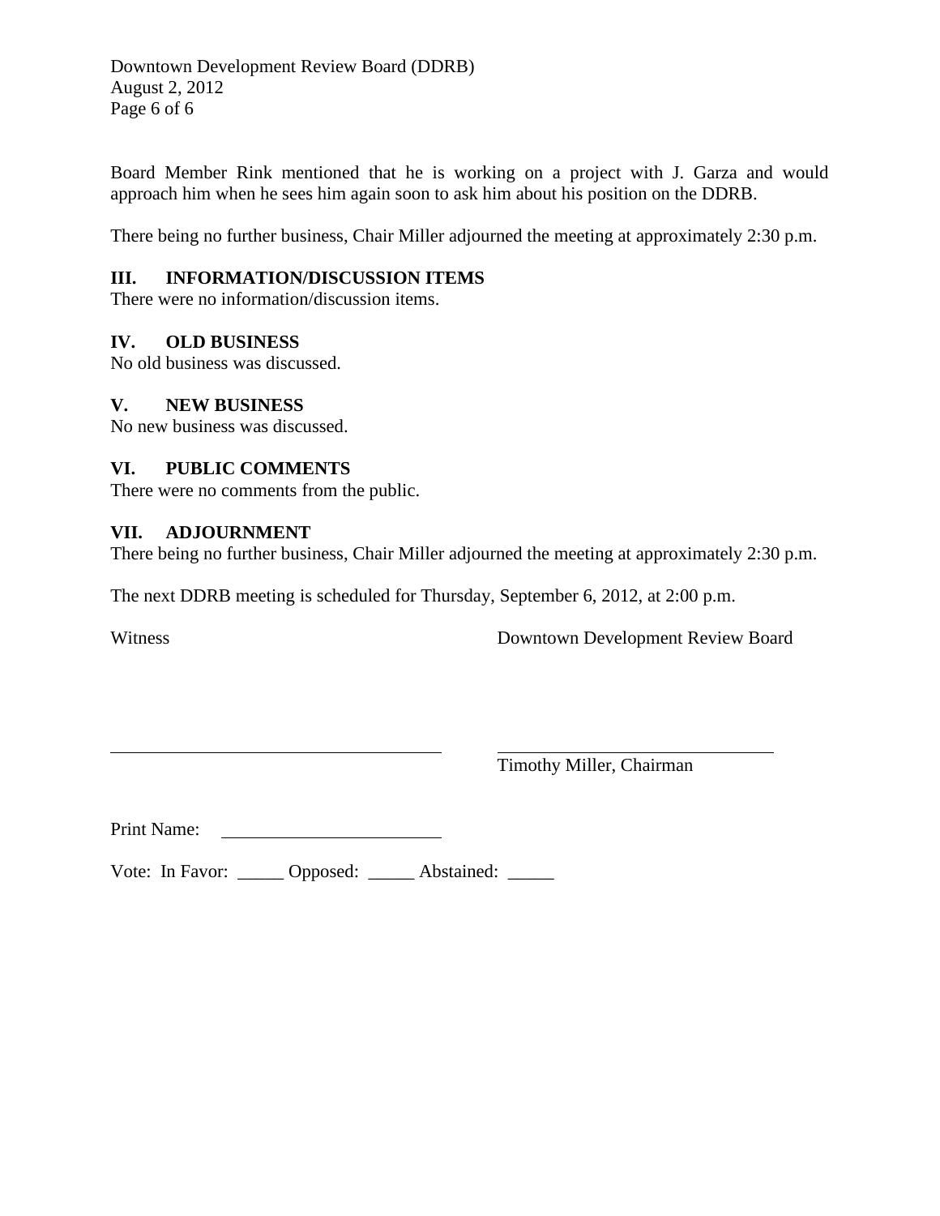Board Member Rink mentioned that he is working on a project with J. Garza and would approach him when he sees him again soon to ask him about his position on the DDRB.

There being no further business, Chair Miller adjourned the meeting at approximately 2:30 p.m.

## III. INFORMATION/DISCUSSION ITEMS

There were no information/discussion items.

## IV. OLD BUSINESS

No old business was discussed.

## V. NEW BUSINESS

No new business was discussed.

## VI. PUBLIC COMMENTS

There were no comments from the public.

## VII. ADJOURNMENT

There being no further business, Chair Miller adjourned the meeting at approximately 2:30 p.m.

The next DDRB meeting is scheduled for Thursday, September 6, 2012, at 2:00 p.m.

Witness                                                    Downtown Development Review Board

\_\_\_\_\_\_\_\_\_\_\_\_\_\_\_\_\_\_\_\_\_\_\_\_\_\_\_\_\_\_\_\_                    \_\_\_\_\_\_\_\_\_\_\_\_\_\_\_\_\_\_\_\_\_\_\_\_\_\_\_\_
                                                           Timothy Miller, Chairman

Print Name: \_\_\_\_\_\_\_\_\_\_\_\_\_\_\_\_\_\_\_\_\_\_

Vote: In Favor: \_\_\_\_\_ Opposed: \_\_\_\_\_ Abstained: \_\_\_\_\_